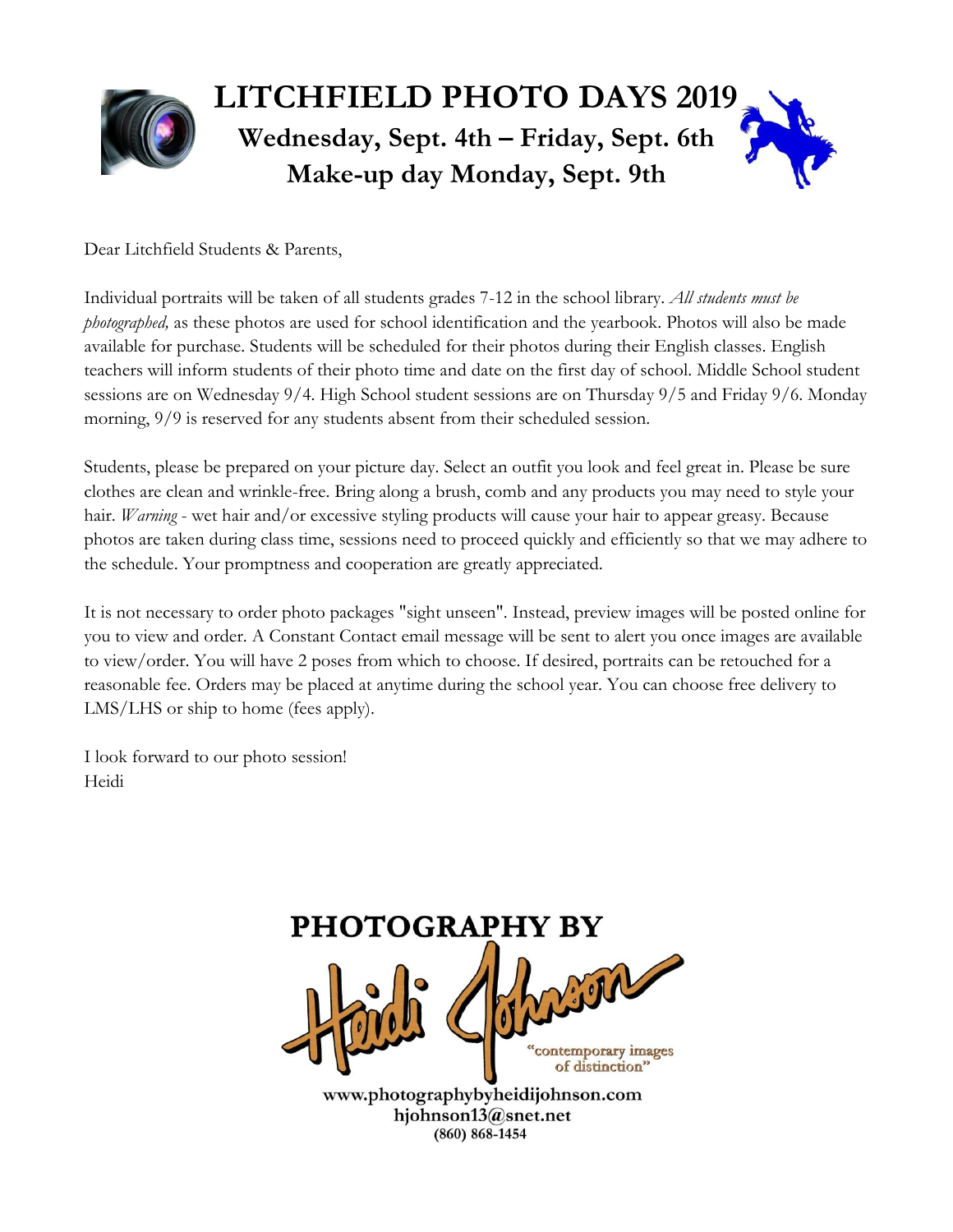# LITCHFIELD PHOTO DAYS 2019

## Wednesday, Sept. 4th – Friday, Sept. 6th

## Make-up day Monday, Sept. 9th

Dear Litchfield Students & Parents,

Individual portraits will be taken of all students grades 7-12 in the school library. *All students must be photographed,* as these photos are used for school identification and the yearbook. Photos will also be made available for purchase. Students will be scheduled for their photos during their English classes. English teachers will inform students of their photo time and date on the first day of school. Middle School student sessions are on Wednesday 9/4. High School student sessions are on Thursday 9/5 and Friday 9/6. Monday morning, 9/9 is reserved for any students absent from their scheduled session.

Students, please be prepared on your picture day. Select an outfit you look and feel great in. Please be sure clothes are clean and wrinkle-free. Bring along a brush, comb and any products you may need to style your hair. *Warning* - wet hair and/or excessive styling products will cause your hair to appear greasy. Because photos are taken during class time, sessions need to proceed quickly and efficiently so that we may adhere to the schedule. Your promptness and cooperation are greatly appreciated.

It is not necessary to order photo packages "sight unseen". Instead, preview images will be posted online for you to view and order. A Constant Contact email message will be sent to alert you once images are available to view/order. You will have 2 poses from which to choose. If desired, portraits can be retouched for a reasonable fee. Orders may be placed at anytime during the school year. You can choose free delivery to LMS/LHS or ship to home (fees apply).

I look forward to our photo session!
Heidi

**PHOTOGRAPHY BY**

**Heidi Johnson**

"contemporary images of distinction"

**www.photographybyheidijohnson.com**
**hjohnson13@snet.net**
**(860) 868-1454**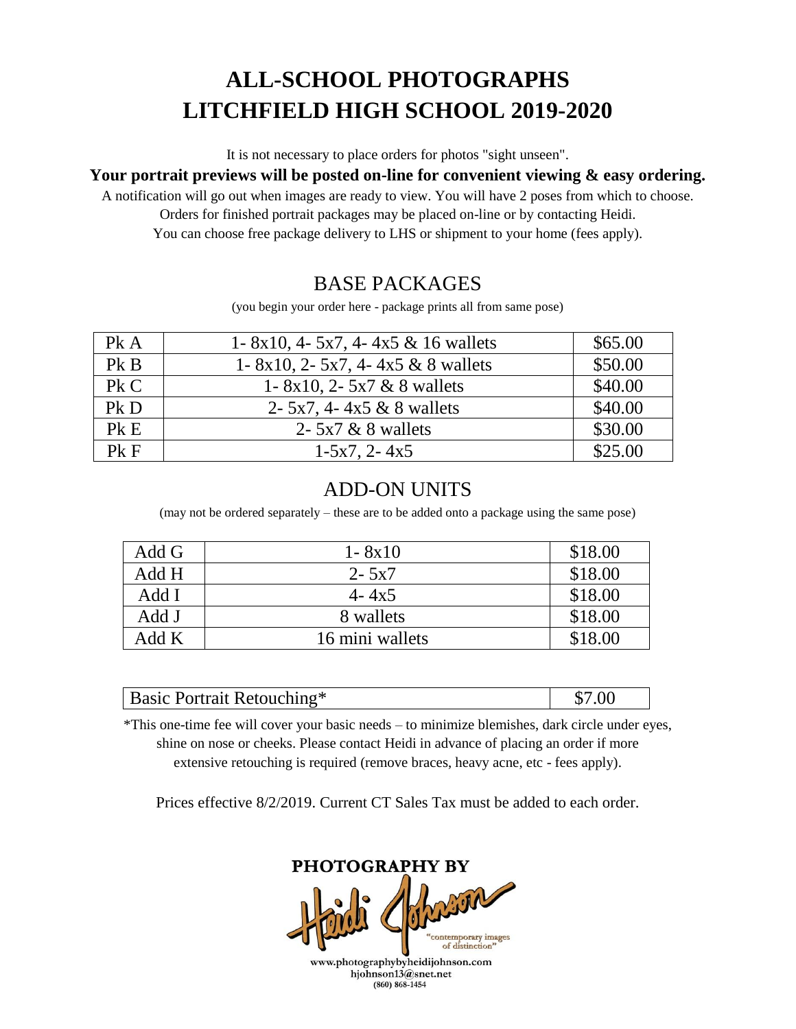# ALL-SCHOOL PHOTOGRAPHS
# LITCHFIELD HIGH SCHOOL 2019-2020

It is not necessary to place orders for photos "sight unseen".

**Your portrait previews will be posted on-line for convenient viewing & easy ordering.**

A notification will go out when images are ready to view. You will have 2 poses from which to choose.
Orders for finished portrait packages may be placed on-line or by contacting Heidi.
You can choose free package delivery to LHS or shipment to your home (fees apply).

## BASE PACKAGES

(you begin your order here - package prints all from same pose)

| | | |
|---|---|---|
| Pk A | 1- 8x10, 4- 5x7, 4- 4x5 & 16 wallets | $65.00 |
| Pk B | 1- 8x10, 2- 5x7, 4- 4x5 & 8 wallets | $50.00 |
| Pk C | 1- 8x10, 2- 5x7 & 8 wallets | $40.00 |
| Pk D | 2- 5x7, 4- 4x5 & 8 wallets | $40.00 |
| Pk E | 2- 5x7 & 8 wallets | $30.00 |
| Pk F | 1-5x7, 2- 4x5 | $25.00 |

## ADD-ON UNITS

(may not be ordered separately – these are to be added onto a package using the same pose)

| | | |
|---|---|---|
| Add G | 1- 8x10 | $18.00 |
| Add H | 2- 5x7 | $18.00 |
| Add I | 4- 4x5 | $18.00 |
| Add J | 8 wallets | $18.00 |
| Add K | 16 mini wallets | $18.00 |

| | |
|---|---|
| Basic Portrait Retouching* | $7.00 |

*This one-time fee will cover your basic needs – to minimize blemishes, dark circle under eyes, shine on nose or cheeks. Please contact Heidi in advance of placing an order if more extensive retouching is required (remove braces, heavy acne, etc - fees apply).

Prices effective 8/2/2019. Current CT Sales Tax must be added to each order.

PHOTOGRAPHY BY
Heidi Johnson
"contemporary images of distinction"
www.photographybyheidijohnson.com
hjohnson13@snet.net
(860) 868-1454